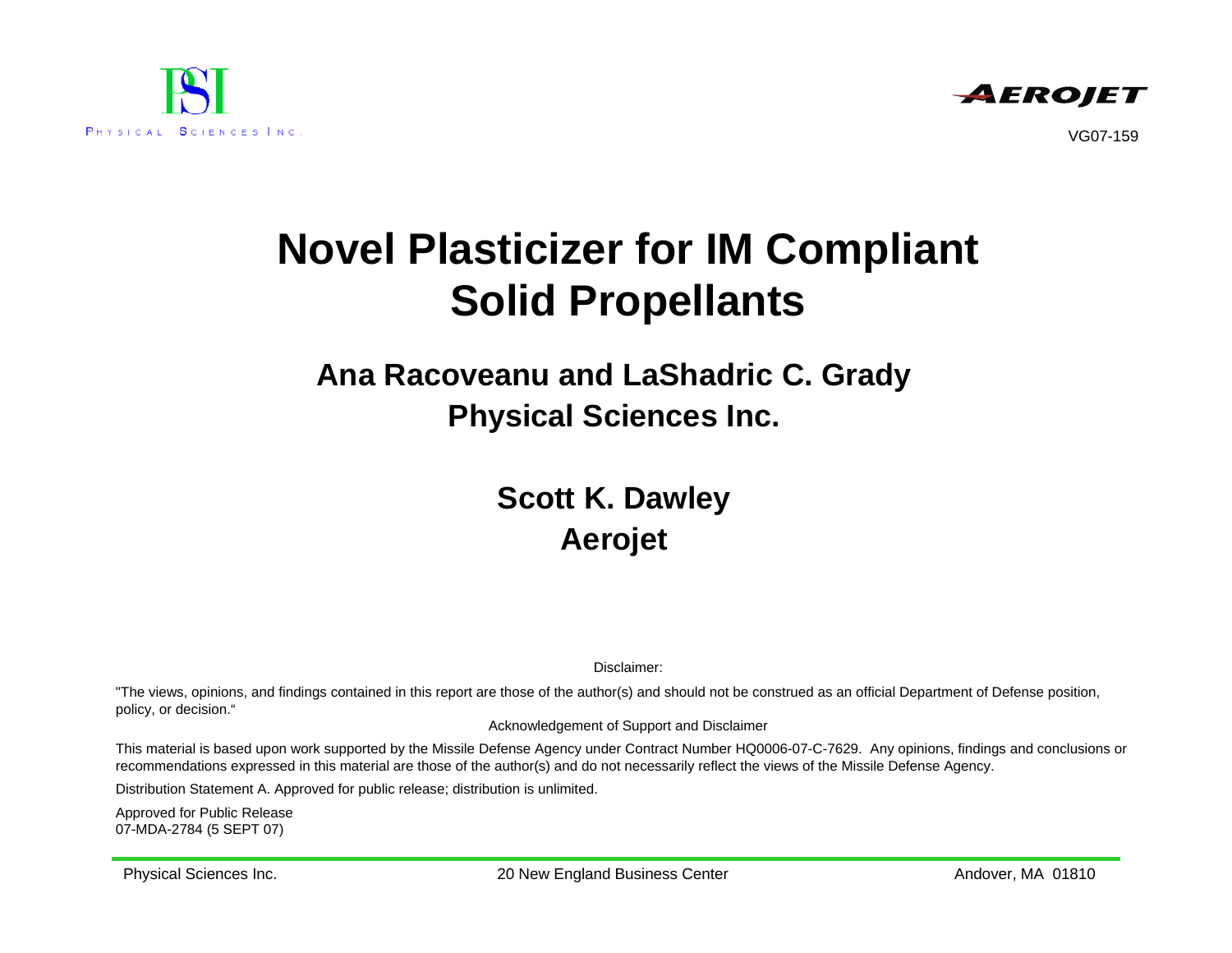PSI

Physical Sciences Inc.

AEROJET

VG07-159

# Novel Plasticizer for IM Compliant Solid Propellants

## Ana Racoveanu and LaShadric C. Grady
## Physical Sciences Inc.

## Scott K. Dawley
## Aerojet

Disclaimer:

"The views, opinions, and findings contained in this report are those of the author(s) and should not be construed as an official Department of Defense position, policy, or decision."

Acknowledgement of Support and Disclaimer

This material is based upon work supported by the Missile Defense Agency under Contract Number HQ0006-07-C-7629. Any opinions, findings and conclusions or recommendations expressed in this material are those of the author(s) and do not necessarily reflect the views of the Missile Defense Agency.

Distribution Statement A. Approved for public release; distribution is unlimited.

Approved for Public Release
07-MDA-2784 (5 SEPT 07)

Physical Sciences Inc. 20 New England Business Center Andover, MA 01810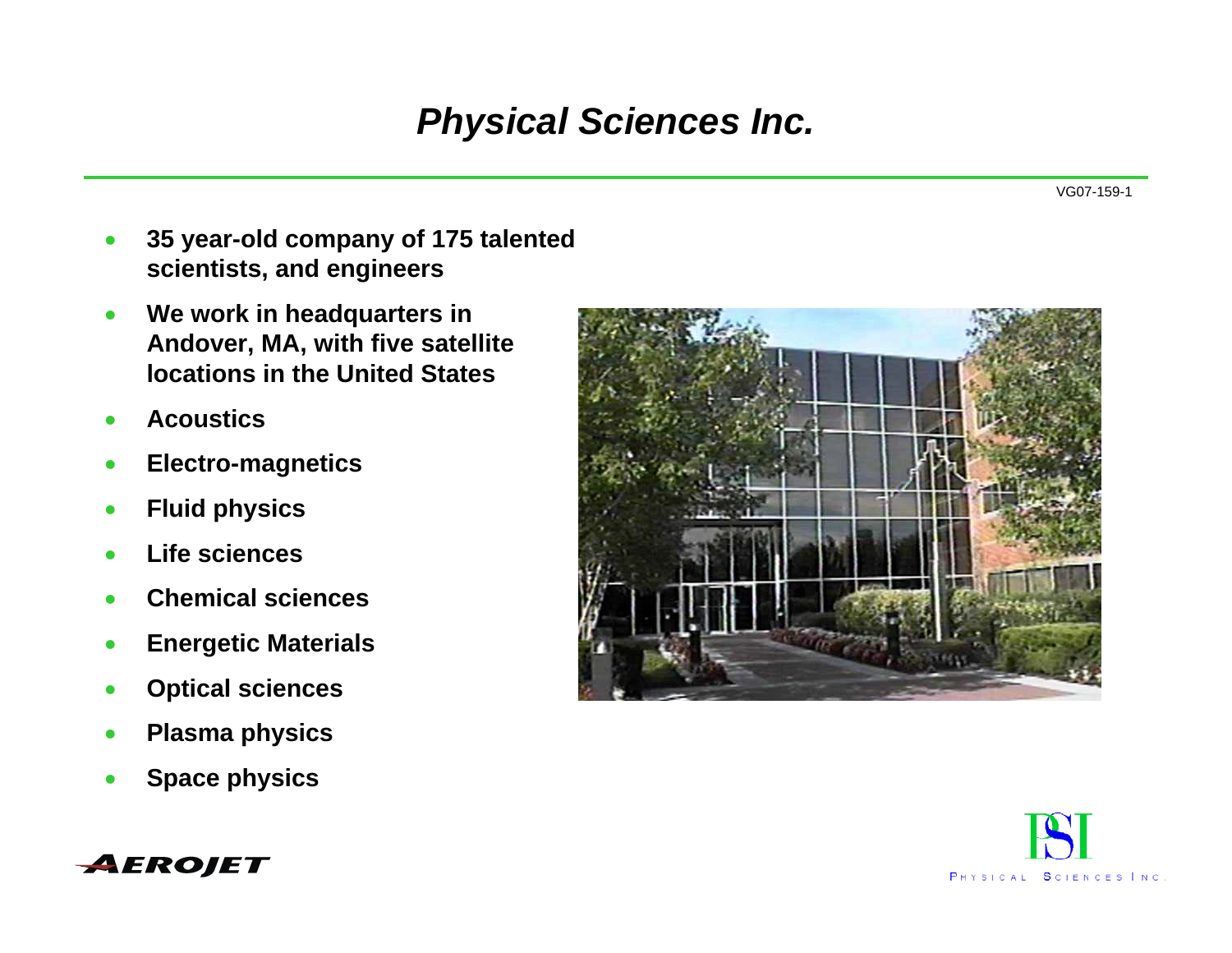# *Physical Sciences Inc.*

VG07-159-1

- **35 year-old company of 175 talented scientists, and engineers**
- **We work in headquarters in Andover, MA, with five satellite locations in the United States**
- **Acoustics**
- **Electro-magnetics**
- **Fluid physics**
- **Life sciences**
- **Chemical sciences**
- **Energetic Materials**
- **Optical sciences**
- **Plasma physics**
- **Space physics**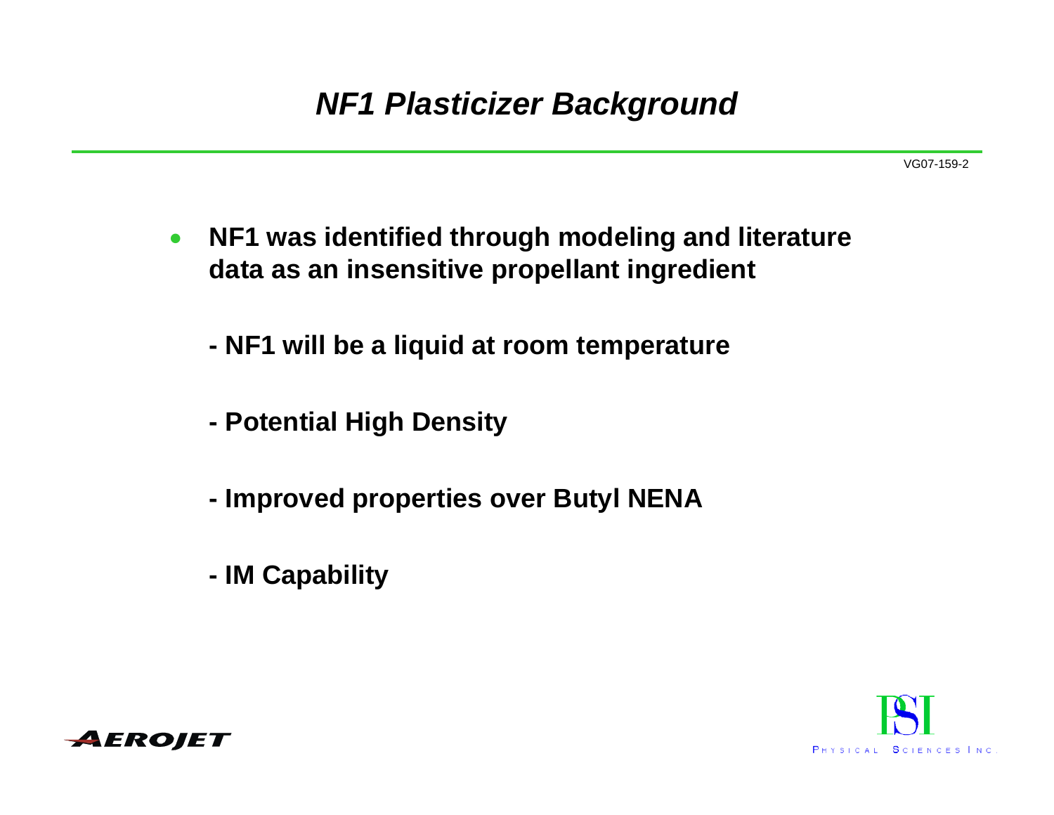# *NF1 Plasticizer Background*

VG07-159-2

- **NF1 was identified through modeling and literature data as an insensitive propellant ingredient**

  **- NF1 will be a liquid at room temperature**

  **- Potential High Density**

  **- Improved properties over Butyl NENA**

  **- IM Capability**

AEROJET

PSI PHYSICAL SCIENCES INC.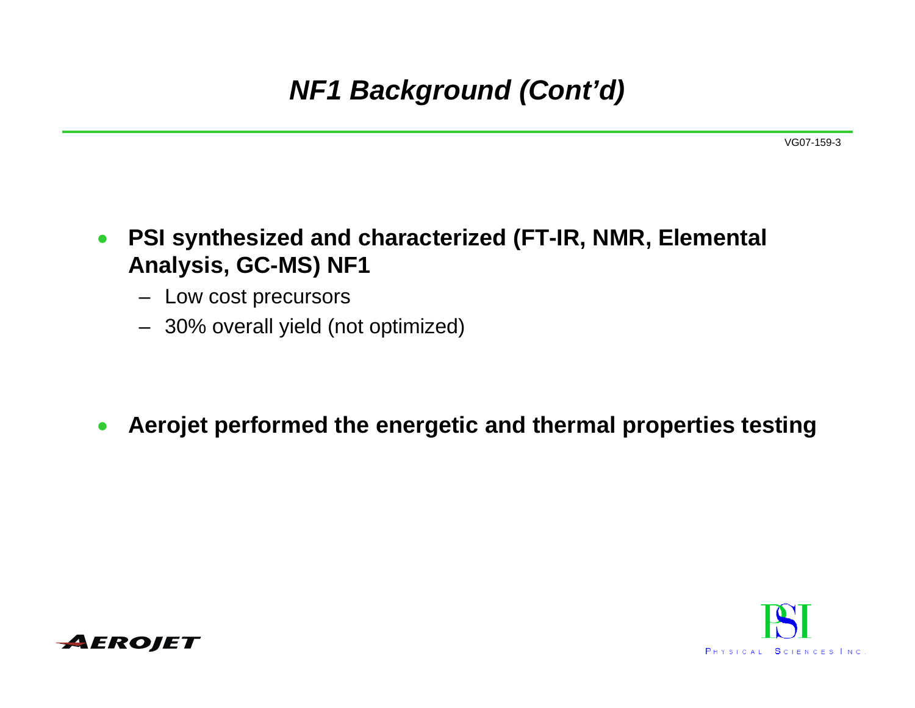# *NF1 Background (Cont'd)*

- **PSI synthesized and characterized (FT-IR, NMR, Elemental Analysis, GC-MS) NF1**
  - Low cost precursors
  - 30% overall yield (not optimized)

- **Aerojet performed the energetic and thermal properties testing**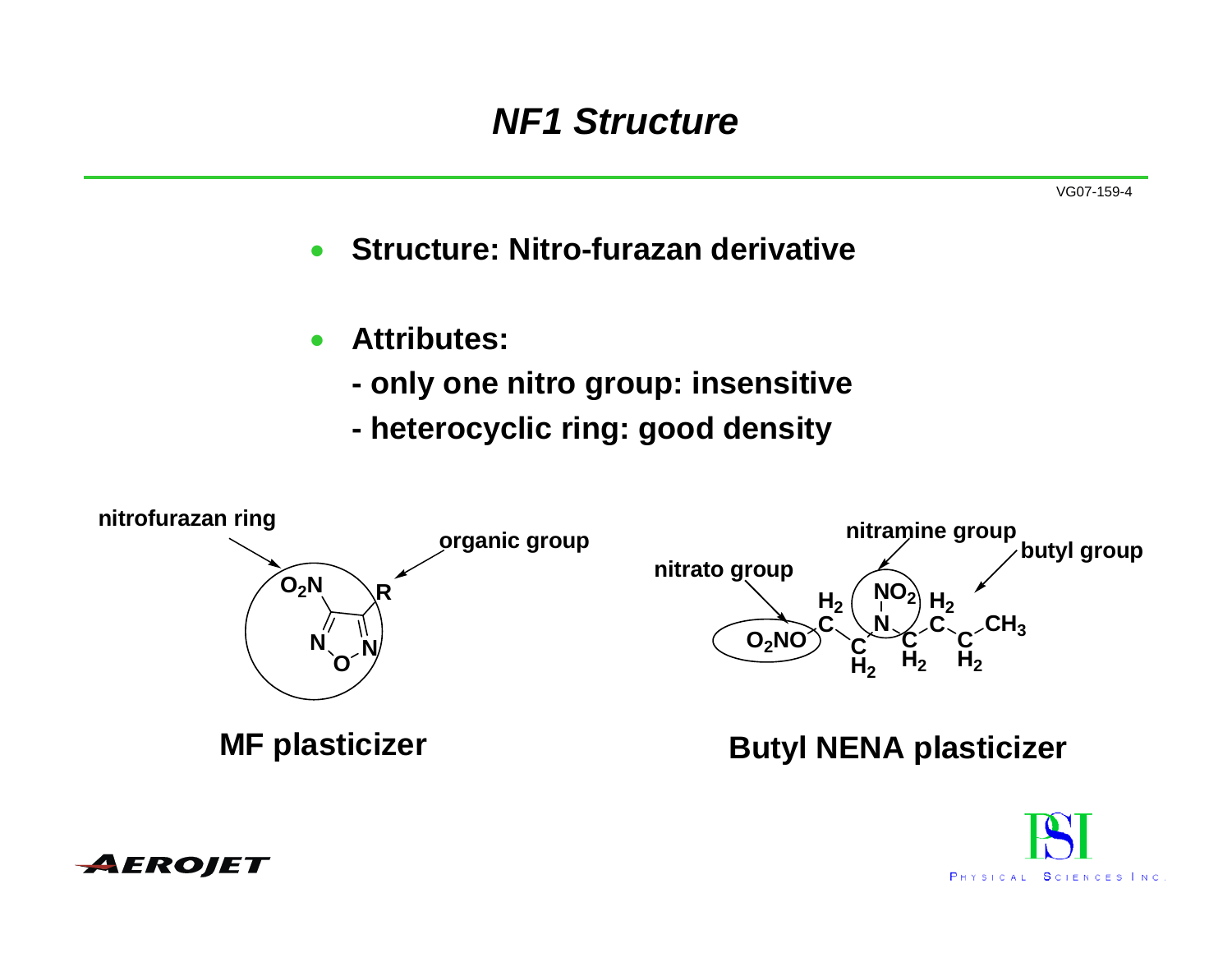# *NF1 Structure*

- **Structure: Nitro-furazan derivative**

- **Attributes:**
  - **- only one nitro group: insensitive**
  - **- heterocyclic ring: good density**

nitrofurazan ring

organic group

$O_2N$ — R

**MF plasticizer**

nitrato group

nitramine group

butyl group

$O_2NO{-}CH_2{-}CH_2{-}N(NO_2){-}CH_2{-}CH_2{-}CH_2{-}CH_3$

**Butyl NENA plasticizer**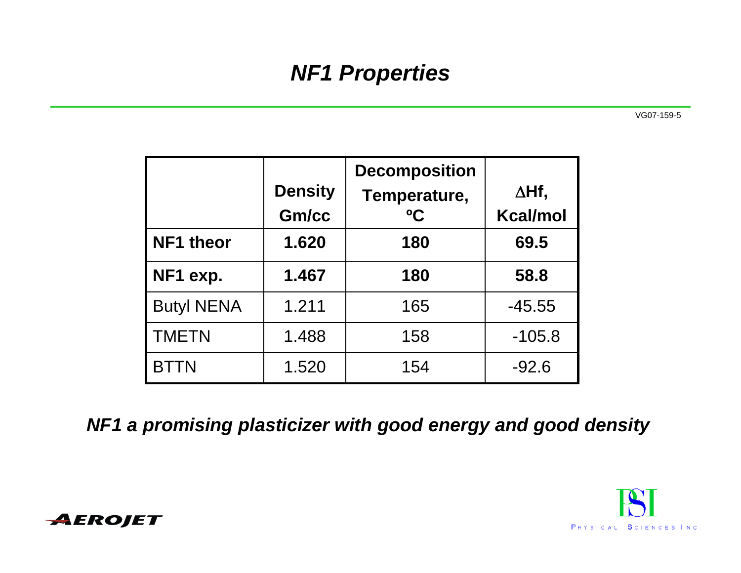# *NF1 Properties*

VG07-159-5

| | Density Gm/cc | Decomposition Temperature, ºC | ΔHf, Kcal/mol |
|---|---|---|---|
| **NF1 theor** | **1.620** | **180** | **69.5** |
| **NF1 exp.** | **1.467** | **180** | **58.8** |
| Butyl NENA | 1.211 | 165 | -45.55 |
| TMETN | 1.488 | 158 | -105.8 |
| BTTN | 1.520 | 154 | -92.6 |

***NF1 a promising plasticizer with good energy and good density***

AEROJET

PSI PHYSICAL SCIENCES INC.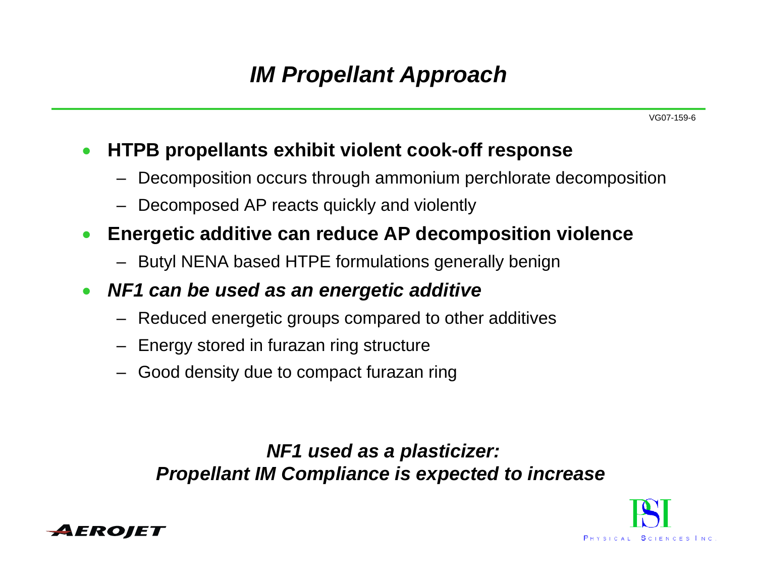# *IM Propellant Approach*

- **HTPB propellants exhibit violent cook-off response**
  - Decomposition occurs through ammonium perchlorate decomposition
  - Decomposed AP reacts quickly and violently
- **Energetic additive can reduce AP decomposition violence**
  - Butyl NENA based HTPE formulations generally benign
- ***NF1 can be used as an energetic additive***
  - Reduced energetic groups compared to other additives
  - Energy stored in furazan ring structure
  - Good density due to compact furazan ring

***NF1 used as a plasticizer:***
***Propellant IM Compliance is expected to increase***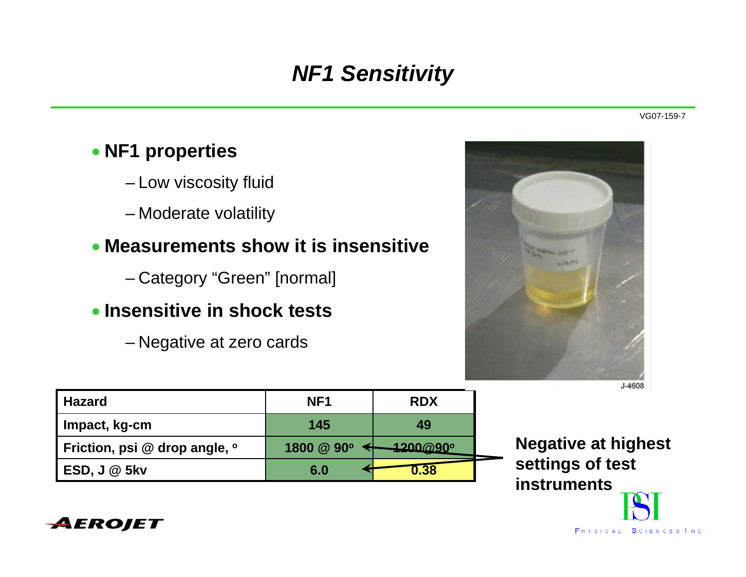# *NF1 Sensitivity*

VG07-159-7

- **NF1 properties**
  - Low viscosity fluid
  - Moderate volatility
- **Measurements show it is insensitive**
  - Category "Green" [normal]
- **Insensitive in shock tests**
  - Negative at zero cards

J-4608

| Hazard | NF1 | RDX |
|---|---|---|
| Impact, kg-cm | 145 | 49 |
| Friction, psi @ drop angle, º | 1800 @ 90º | 1200@90º |
| ESD, J @ 5kv | 6.0 | 0.38 |

**Negative at highest settings of test instruments**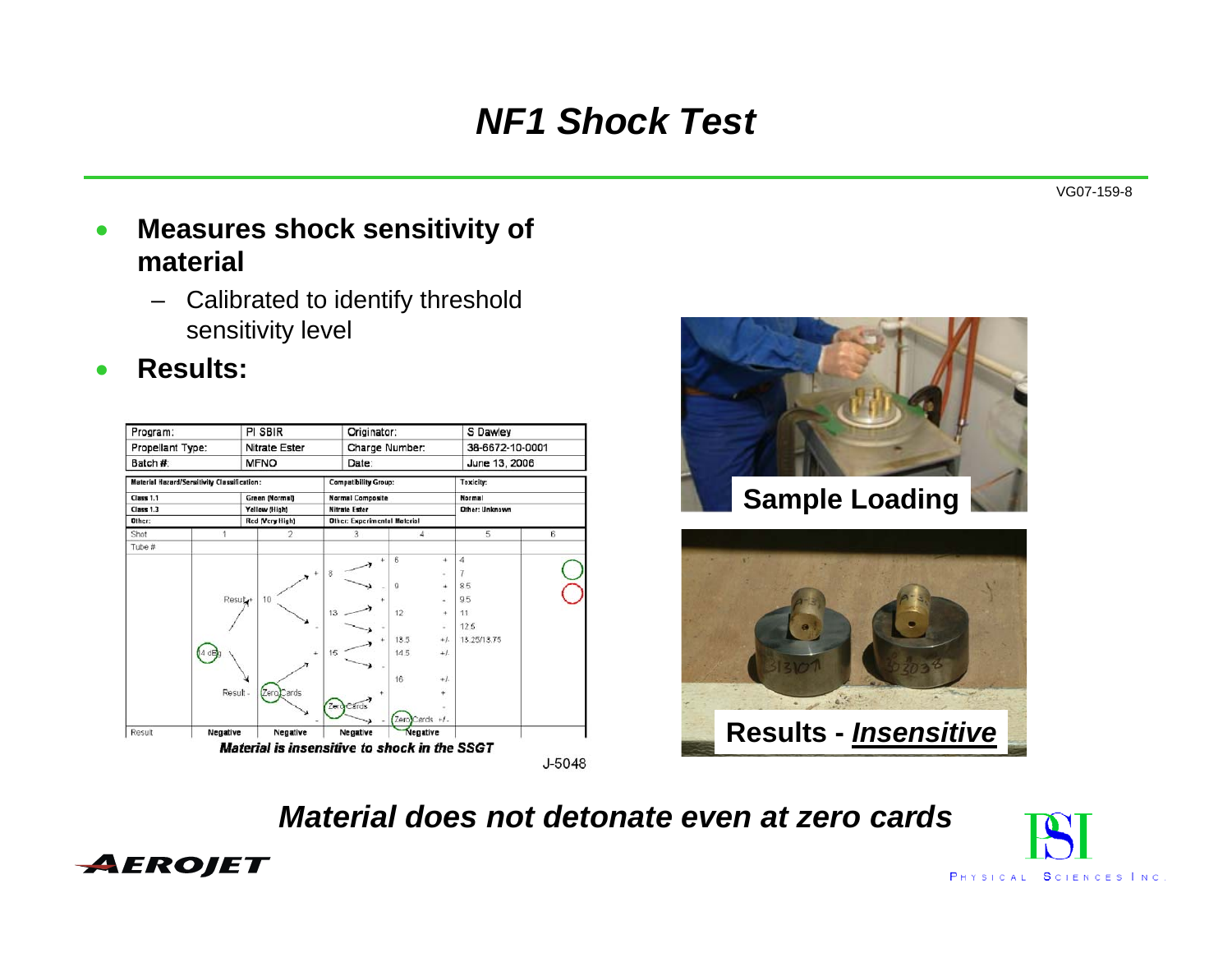# NF1 Shock Test

VG07-159-8

- **Measures shock sensitivity of material**
  - Calibrated to identify threshold sensitivity level
- **Results:**

| Program: | PI SBIR | Originator: | S Dawley |
|---|---|---|---|
| Propellant Type: | Nitrate Ester | Charge Number: | 38-6672-10-0001 |
| Batch #: | MFNO | Date: | June 13, 2006 |

| Material Hazard/Sensitivity Classification: | | Compatibility Group: | Toxicity: |
|---|---|---|---|
| Class 1.1 | Green (Normal) | Normal Composite | Normal |
| Class 1.3 | Yellow (High) | Nitrate Ester | Other: Unknown |
| Other: | Red (Very High) | Other: Experimental Material | |

| Shot | 1 | 2 | 3 | 4 | 5 | 6 |
|---|---|---|---|---|---|---|
| Tube # | | | | | | |
| | Result +, 14 deg, Result - | 10, Zero Cards | 8, 13, 15, Zero Cards | 6, 9, 12, 13.5, 14.5, 16, Zero Cards | 4, 7, 8.5, 9.5, 11, 12.5, 13.25/13.75 | |
| Result | Negative | Negative | Negative | Negative | | |

***Material is insensitive to shock in the SSGT***

J-5048

Sample Loading

Results - ***Insensitive***

***Material does not detonate even at zero cards***

AEROJET

PSI PHYSICAL SCIENCES INC.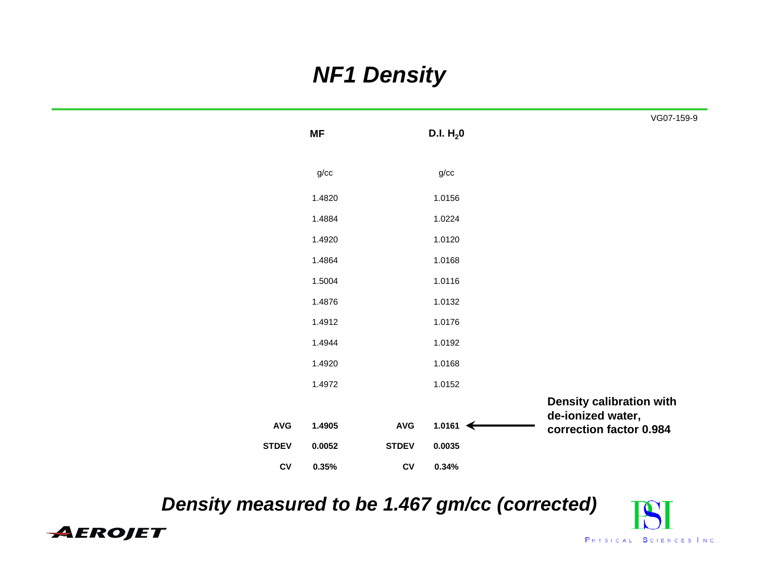# *NF1 Density*

VG07-159-9

| | MF | | D.I. $H_2O$ |
|---|---|---|---|
| | g/cc | | g/cc |
| | 1.4820 | | 1.0156 |
| | 1.4884 | | 1.0224 |
| | 1.4920 | | 1.0120 |
| | 1.4864 | | 1.0168 |
| | 1.5004 | | 1.0116 |
| | 1.4876 | | 1.0132 |
| | 1.4912 | | 1.0176 |
| | 1.4944 | | 1.0192 |
| | 1.4920 | | 1.0168 |
| | 1.4972 | | 1.0152 |
| **AVG** | **1.4905** | **AVG** | **1.0161** |
| **STDEV** | **0.0052** | **STDEV** | **0.0035** |
| **CV** | **0.35%** | **CV** | **0.34%** |

**Density calibration with de-ionized water, correction factor 0.984** (applies to D.I. $H_2O$ AVG 1.0161)

***Density measured to be 1.467 gm/cc (corrected)***

AEROJET

PSI Physical Sciences Inc.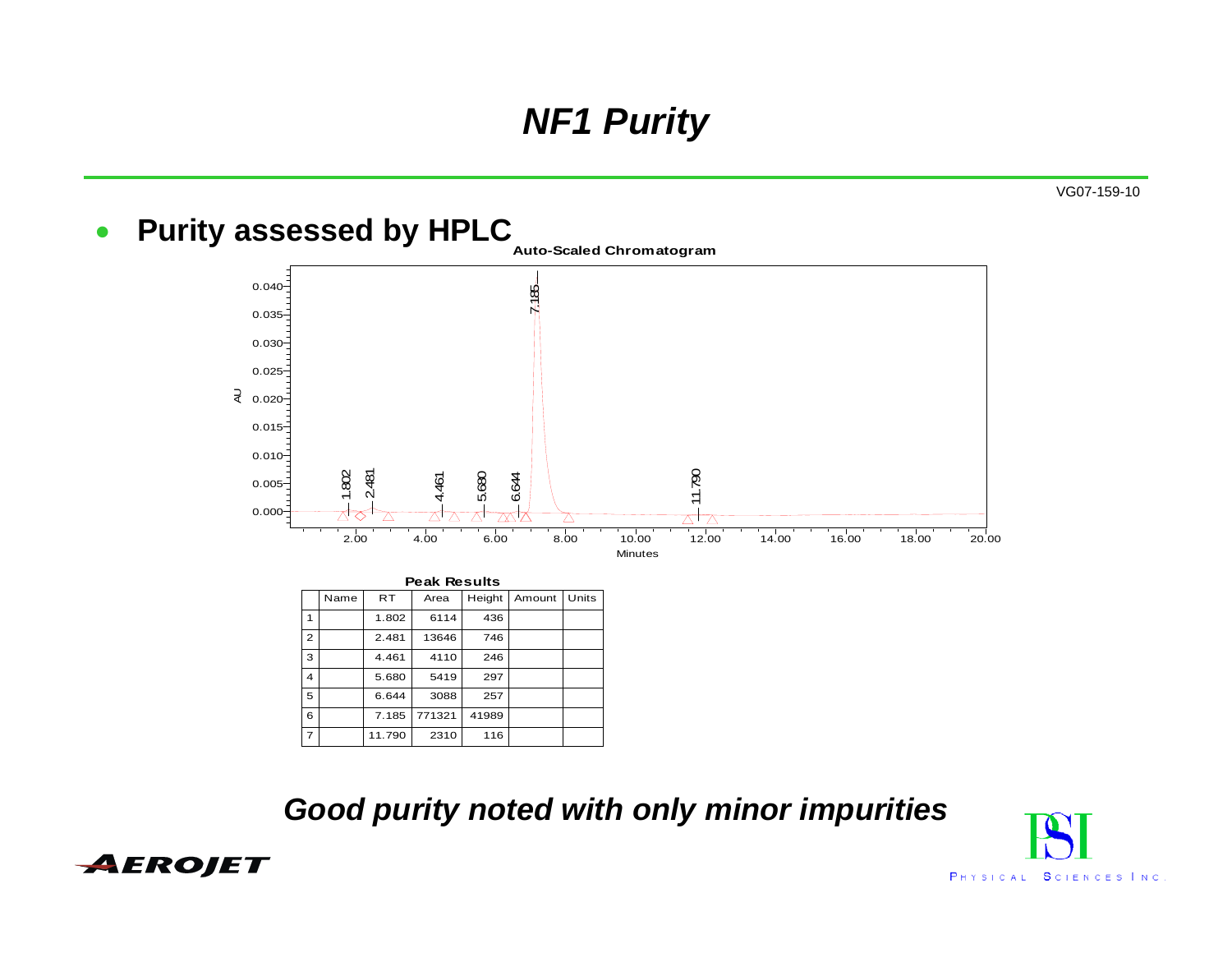# *NF1 Purity*

VG07-159-10

- **Purity assessed by HPLC**

**Auto-Scaled Chromatogram**

**Peak Results**

| | Name | RT | Area | Height | Amount | Units |
|---|---|---|---|---|---|---|
| 1 | | 1.802 | 6114 | 436 | | |
| 2 | | 2.481 | 13646 | 746 | | |
| 3 | | 4.461 | 4110 | 246 | | |
| 4 | | 5.680 | 5419 | 297 | | |
| 5 | | 6.644 | 3088 | 257 | | |
| 6 | | 7.185 | 771321 | 41989 | | |
| 7 | | 11.790 | 2310 | 116 | | |

***Good purity noted with only minor impurities***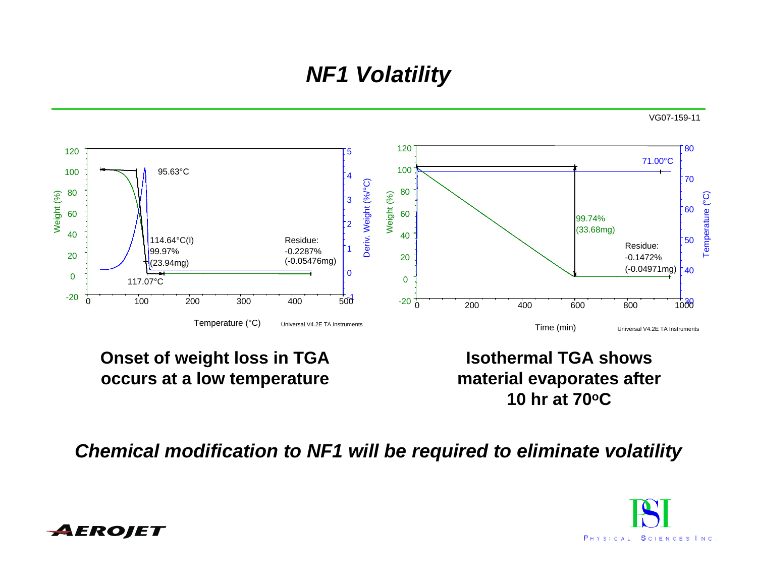# *NF1 Volatility*

VG07-159-11

**Onset of weight loss in TGA occurs at a low temperature**

**Isothermal TGA shows material evaporates after 10 hr at 70°C**

***Chemical modification to NF1 will be required to eliminate volatility***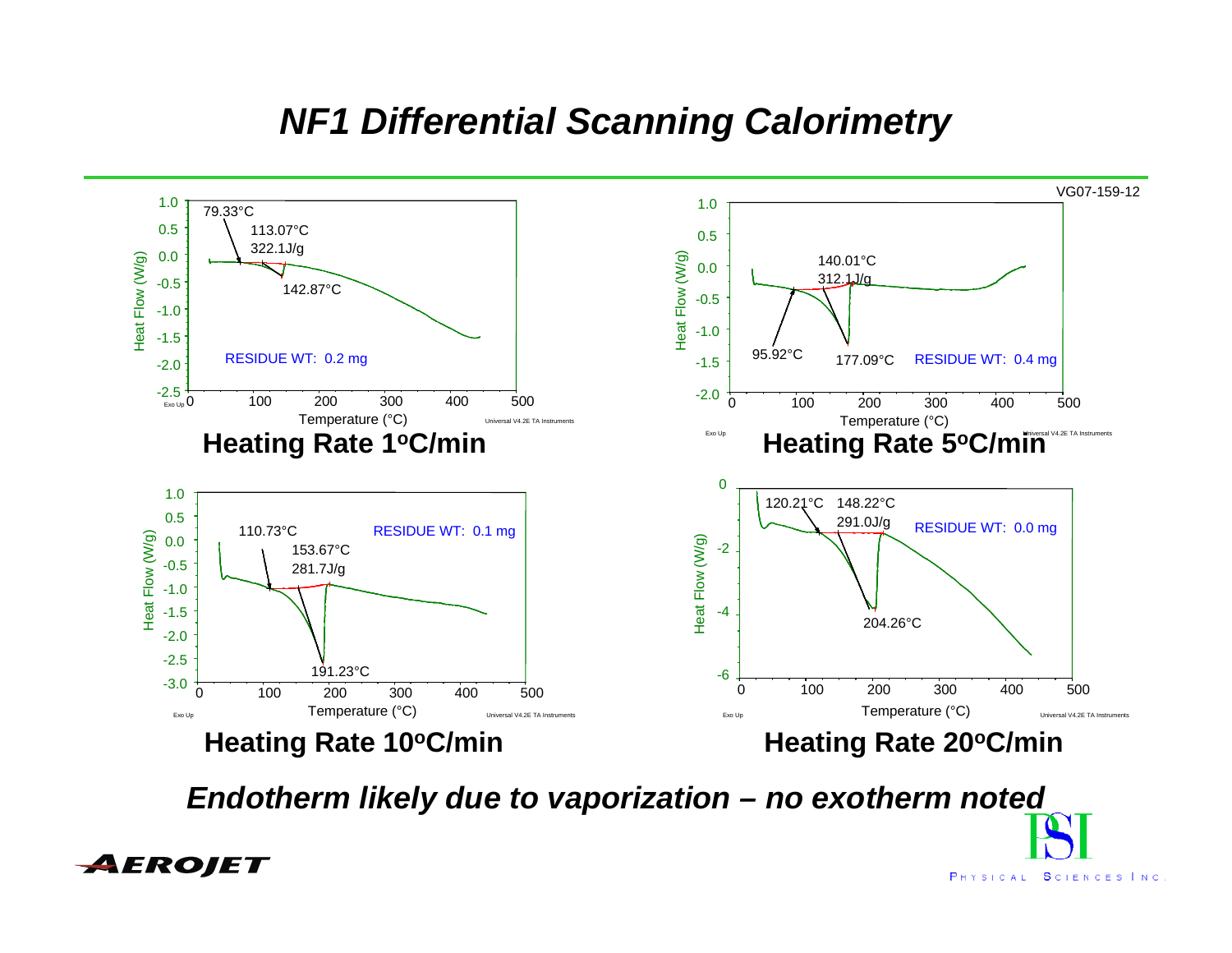# NF1 Differential Scanning Calorimetry

VG07-159-12

**Heating Rate 1ºC/min**

79.33°C
113.07°C
322.1J/g
142.87°C
RESIDUE WT: 0.2 mg

**Heating Rate 5ºC/min**

140.01°C
312.1J/g
95.92°C
177.09°C
RESIDUE WT: 0.4 mg

**Heating Rate 10ºC/min**

110.73°C
153.67°C
281.7J/g
191.23°C
RESIDUE WT: 0.1 mg

**Heating Rate 20ºC/min**

120.21°C
148.22°C
291.0J/g
204.26°C
RESIDUE WT: 0.0 mg

***Endotherm likely due to vaporization – no exotherm noted***

AEROJET

PSI Physical Sciences Inc.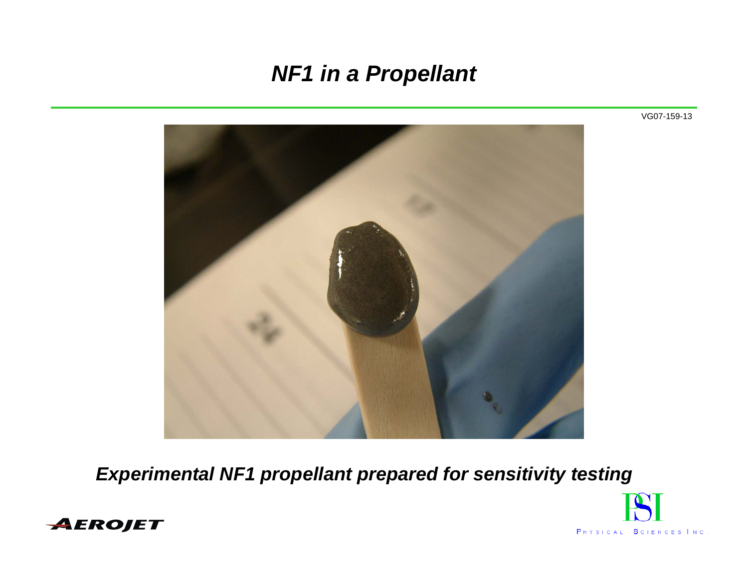# *NF1 in a Propellant*

VG07-159-13

***Experimental NF1 propellant prepared for sensitivity testing***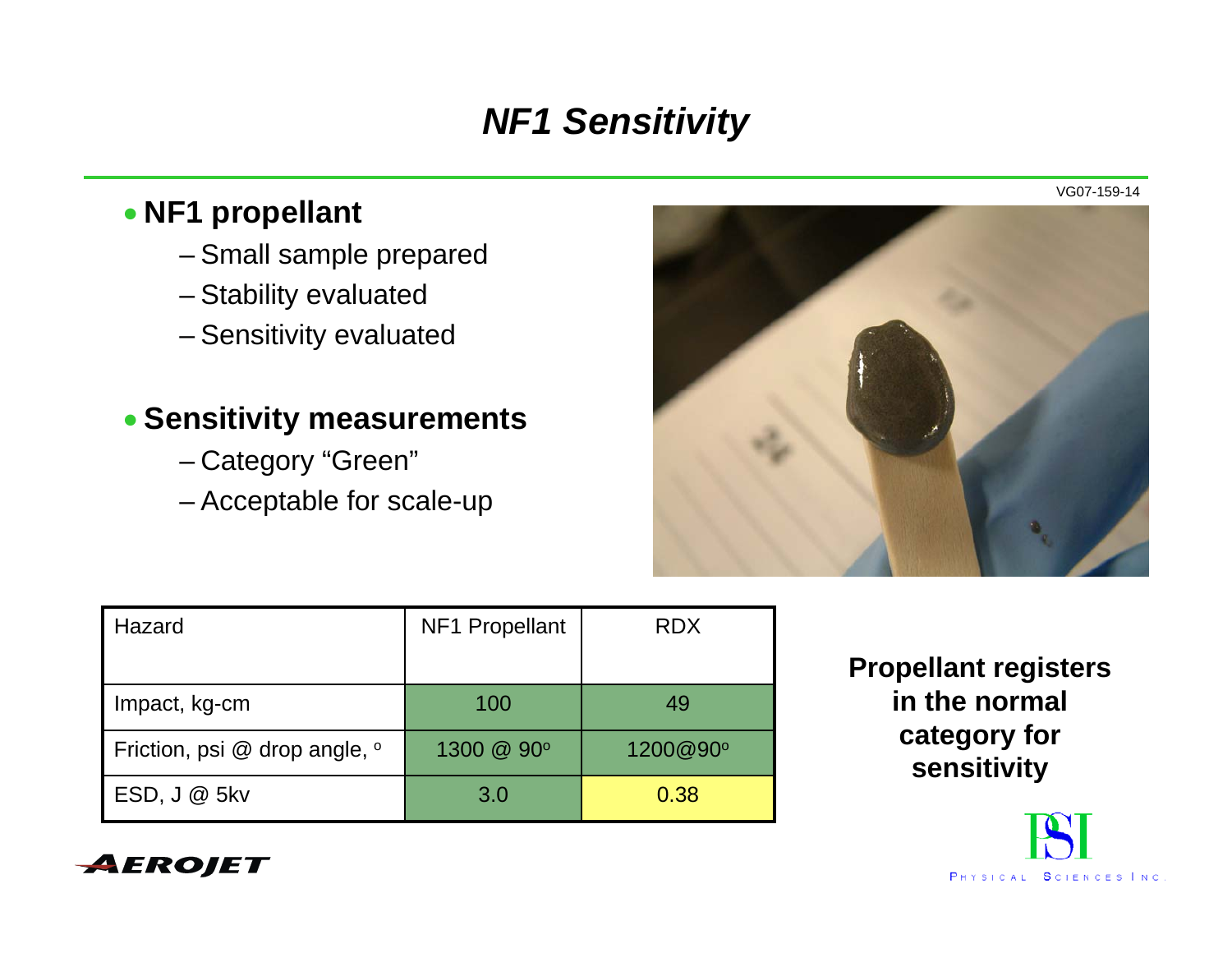# *NF1 Sensitivity*

VG07-159-14

- **NF1 propellant**
  - Small sample prepared
  - Stability evaluated
  - Sensitivity evaluated

- **Sensitivity measurements**
  - Category "Green"
  - Acceptable for scale-up

| Hazard | NF1 Propellant | RDX |
|---|---|---|
| Impact, kg-cm | 100 | 49 |
| Friction, psi @ drop angle, º | 1300 @ 90º | 1200@90º |
| ESD, J @ 5kv | 3.0 | 0.38 |

**Propellant registers in the normal category for sensitivity**

AEROJET

PSI — PHYSICAL SCIENCES INC.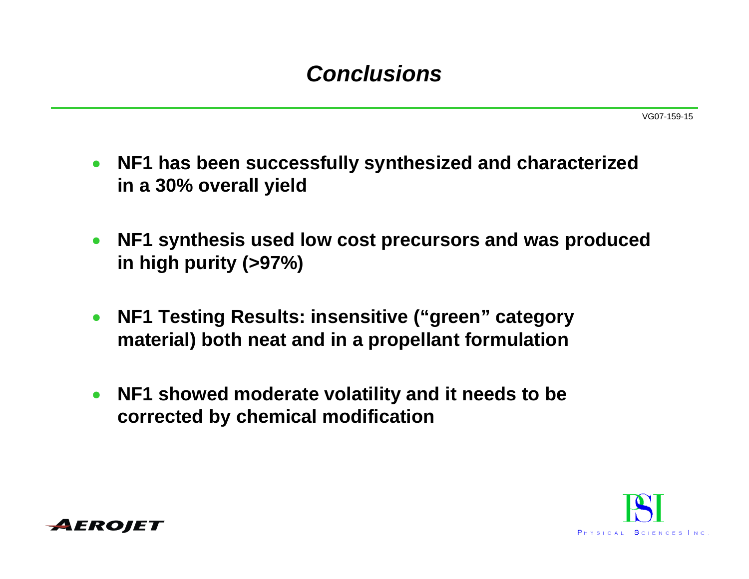# *Conclusions*

- **NF1 has been successfully synthesized and characterized in a 30% overall yield**
- **NF1 synthesis used low cost precursors and was produced in high purity (>97%)**
- **NF1 Testing Results: insensitive (“green” category material) both neat and in a propellant formulation**
- **NF1 showed moderate volatility and it needs to be corrected by chemical modification**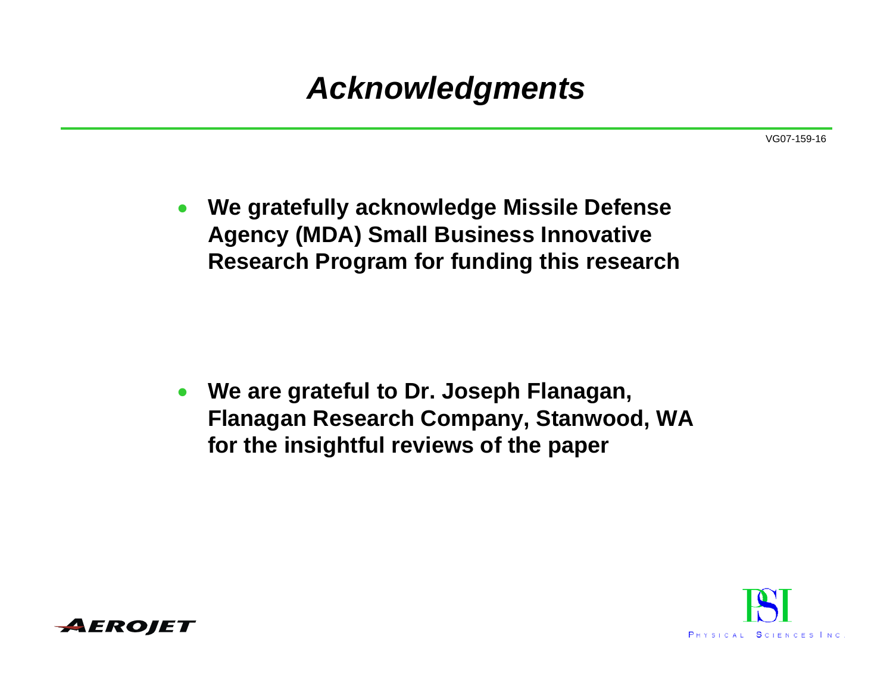# *Acknowledgments*

- **We gratefully acknowledge Missile Defense Agency (MDA) Small Business Innovative Research Program for funding this research**

- **We are grateful to Dr. Joseph Flanagan, Flanagan Research Company, Stanwood, WA for the insightful reviews of the paper**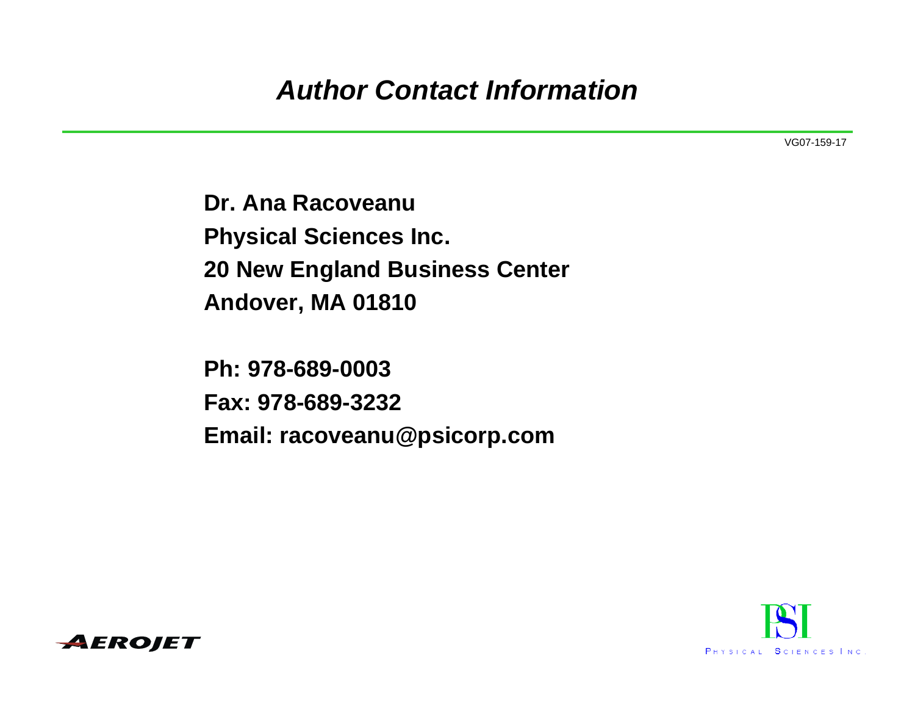# *Author Contact Information*

VG07-159-17

**Dr. Ana Racoveanu**
**Physical Sciences Inc.**
**20 New England Business Center**
**Andover, MA 01810**

**Ph: 978-689-0003**
**Fax: 978-689-3232**
**Email: racoveanu@psicorp.com**

AEROJET

PSI
PHYSICAL SCIENCES INC.